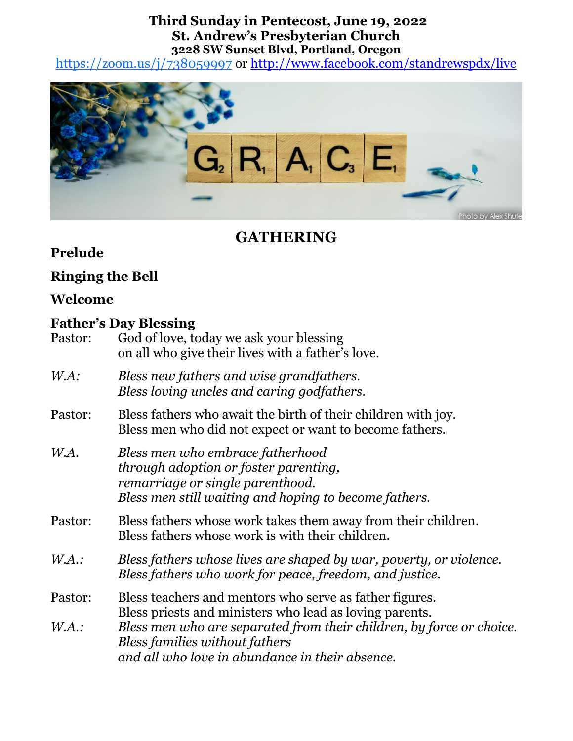**Third Sunday in Pentecost, June 19, 2022**
**St. Andrew's Presbyterian Church**
**3228 SW Sunset Blvd, Portland, Oregon**

https://zoom.us/j/738059997 or http://www.facebook.com/standrewspdx/live

# GATHERING

**Prelude**

**Ringing the Bell**

**Welcome**

**Father's Day Blessing**

Pastor: God of love, today we ask your blessing
on all who give their lives with a father's love.

*W.A:* *Bless new fathers and wise grandfathers.*
*Bless loving uncles and caring godfathers.*

Pastor: Bless fathers who await the birth of their children with joy.
Bless men who did not expect or want to become fathers.

*W.A.* *Bless men who embrace fatherhood*
*through adoption or foster parenting,*
*remarriage or single parenthood.*
*Bless men still waiting and hoping to become fathers.*

Pastor: Bless fathers whose work takes them away from their children.
Bless fathers whose work is with their children.

*W.A.:* *Bless fathers whose lives are shaped by war, poverty, or violence.*
*Bless fathers who work for peace, freedom, and justice.*

Pastor: Bless teachers and mentors who serve as father figures.
Bless priests and ministers who lead as loving parents.

*W.A.:* *Bless men who are separated from their children, by force or choice.*
*Bless families without fathers*
*and all who love in abundance in their absence.*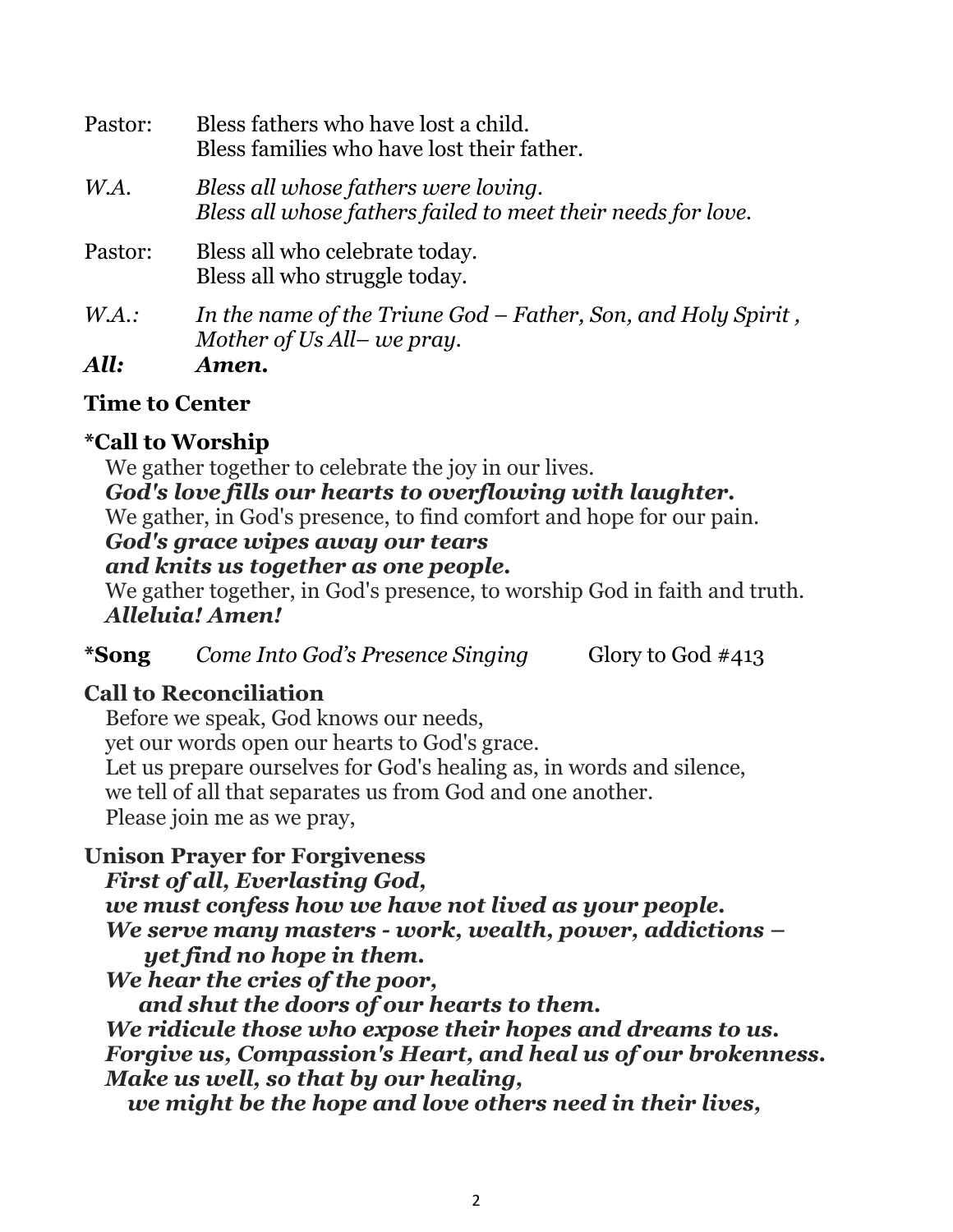Pastor: Bless fathers who have lost a child.
Bless families who have lost their father.

*W.A.* *Bless all whose fathers were loving.*
*Bless all whose fathers failed to meet their needs for love.*

Pastor: Bless all who celebrate today.
Bless all who struggle today.

*W.A.:* *In the name of the Triune God – Father, Son, and Holy Spirit ,*
*Mother of Us All– we pray.*

***All:*** ***Amen.***

**Time to Center**

**\*Call to Worship**

We gather together to celebrate the joy in our lives.
***God's love fills our hearts to overflowing with laughter.***
We gather, in God's presence, to find comfort and hope for our pain.
***God's grace wipes away our tears***
***and knits us together as one people.***
We gather together, in God's presence, to worship God in faith and truth.
***Alleluia! Amen!***

**\*Song** *Come Into God's Presence Singing* Glory to God #413

**Call to Reconciliation**

Before we speak, God knows our needs,
yet our words open our hearts to God's grace.
Let us prepare ourselves for God's healing as, in words and silence,
we tell of all that separates us from God and one another.
Please join me as we pray,

**Unison Prayer for Forgiveness**

***First of all, Everlasting God,***
***we must confess how we have not lived as your people.***
***We serve many masters - work, wealth, power, addictions –***
***yet find no hope in them.***
***We hear the cries of the poor,***
***and shut the doors of our hearts to them.***
***We ridicule those who expose their hopes and dreams to us.***
***Forgive us, Compassion's Heart, and heal us of our brokenness.***
***Make us well, so that by our healing,***
***we might be the hope and love others need in their lives,***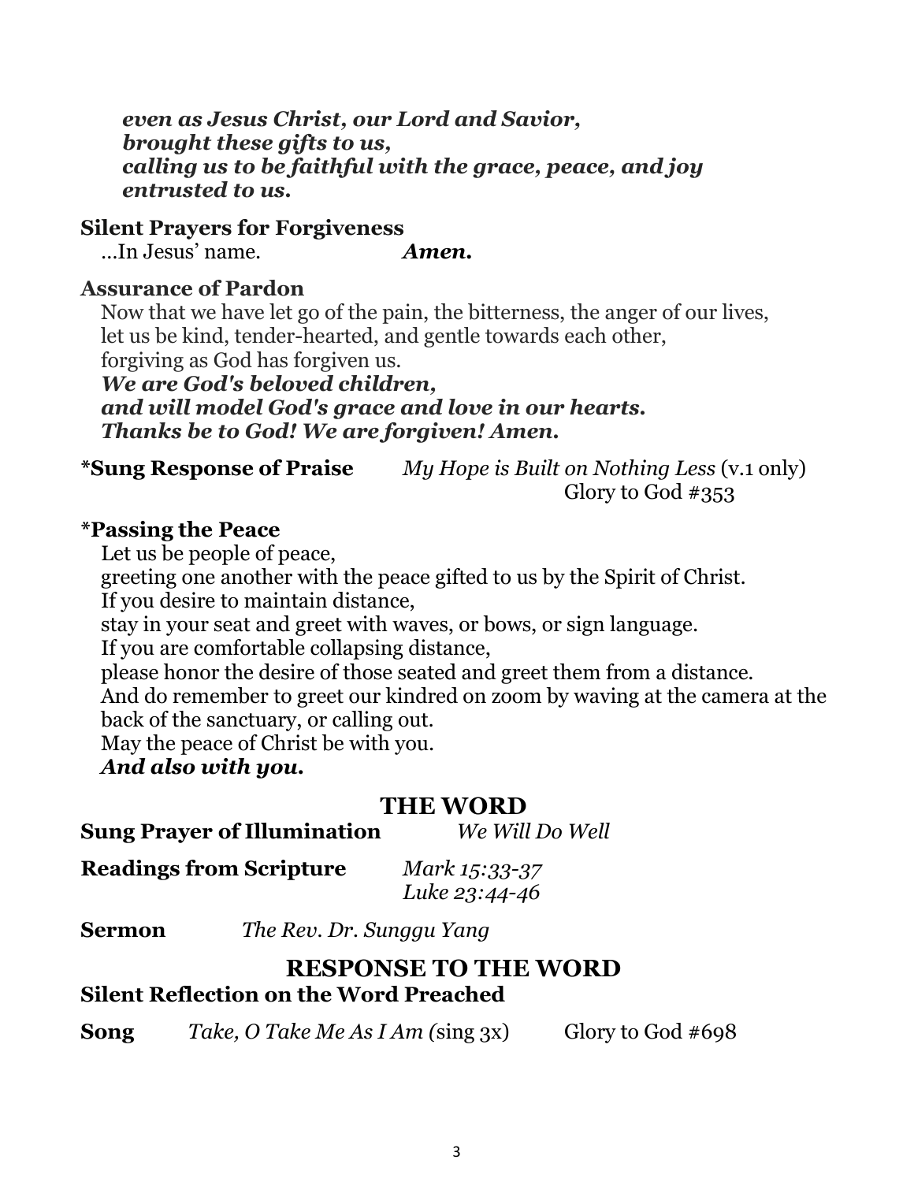***even as Jesus Christ, our Lord and Savior,***
***brought these gifts to us,***
***calling us to be faithful with the grace, peace, and joy***
***entrusted to us.***

**Silent Prayers for Forgiveness**

...In Jesus' name. ***Amen.***

**Assurance of Pardon**

Now that we have let go of the pain, the bitterness, the anger of our lives,
let us be kind, tender-hearted, and gentle towards each other,
forgiving as God has forgiven us.
***We are God's beloved children,***
***and will model God's grace and love in our hearts.***
***Thanks be to God! We are forgiven! Amen.***

**\*Sung Response of Praise** *My Hope is Built on Nothing Less* (v.1 only)
Glory to God #353

**\*Passing the Peace**

Let us be people of peace,
greeting one another with the peace gifted to us by the Spirit of Christ.
If you desire to maintain distance,
stay in your seat and greet with waves, or bows, or sign language.
If you are comfortable collapsing distance,
please honor the desire of those seated and greet them from a distance.
And do remember to greet our kindred on zoom by waving at the camera at the back of the sanctuary, or calling out.
May the peace of Christ be with you.
***And also with you.***

## THE WORD

**Sung Prayer of Illumination** *We Will Do Well*

**Readings from Scripture** *Mark 15:33-37*
*Luke 23:44-46*

**Sermon** *The Rev. Dr. Sunggu Yang*

## RESPONSE TO THE WORD

**Silent Reflection on the Word Preached**

**Song** *Take, O Take Me As I Am (*sing 3x) Glory to God #698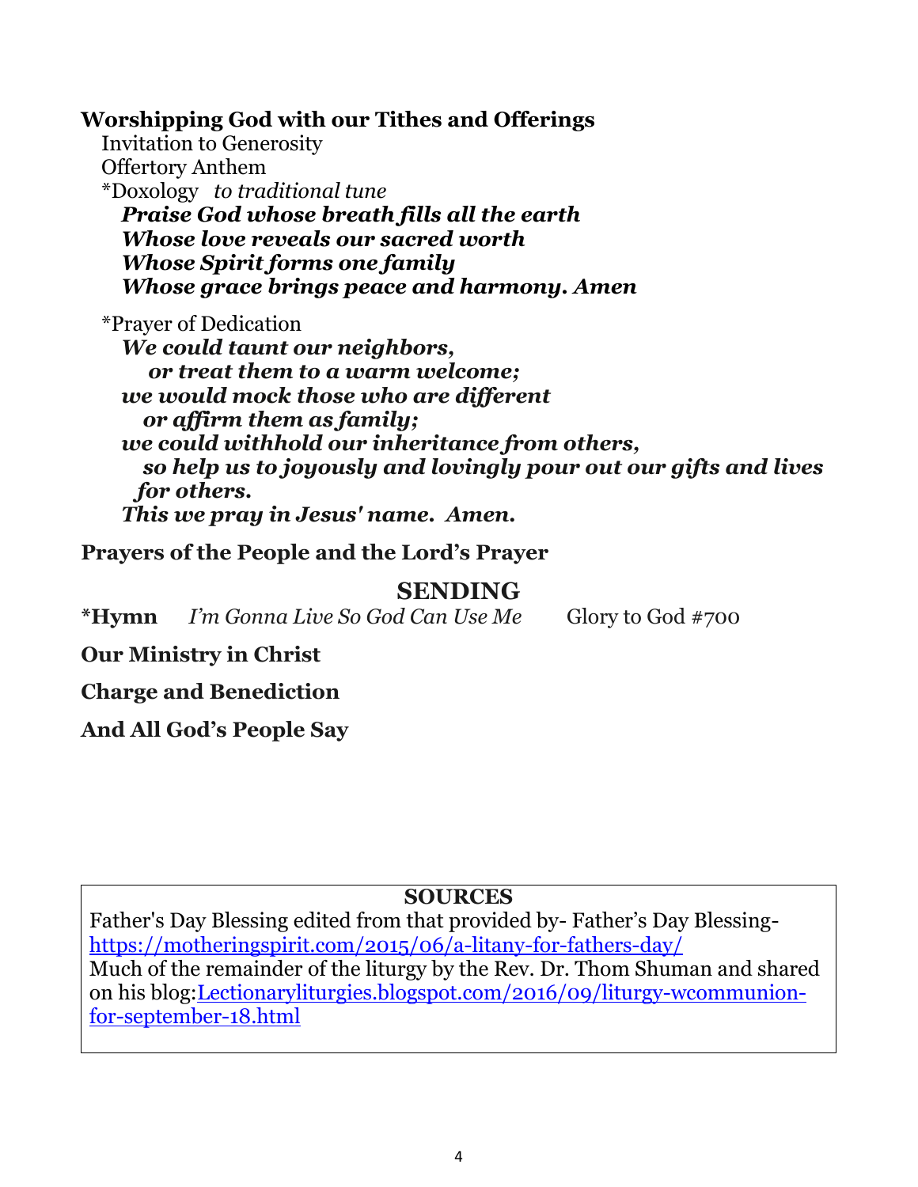**Worshipping God with our Tithes and Offerings**

Invitation to Generosity

Offertory Anthem

*Doxology *to traditional tune*

***Praise God whose breath fills all the earth***
***Whose love reveals our sacred worth***
***Whose Spirit forms one family***
***Whose grace brings peace and harmony. Amen***

*Prayer of Dedication

***We could taunt our neighbors,***
***or treat them to a warm welcome;***
***we would mock those who are different***
***or affirm them as family;***
***we could withhold our inheritance from others,***
***so help us to joyously and lovingly pour out our gifts and lives for others.***
***This we pray in Jesus' name. Amen.***

**Prayers of the People and the Lord's Prayer**

## SENDING

***Hymn** *I'm Gonna Live So God Can Use Me* Glory to God #700

**Our Ministry in Christ**

**Charge and Benediction**

**And All God's People Say**

**SOURCES**

Father's Day Blessing edited from that provided by- Father's Day Blessing- https://motheringspirit.com/2015/06/a-litany-for-fathers-day/

Much of the remainder of the liturgy by the Rev. Dr. Thom Shuman and shared on his blog:Lectionaryliturgies.blogspot.com/2016/09/liturgy-wcommunion-for-september-18.html